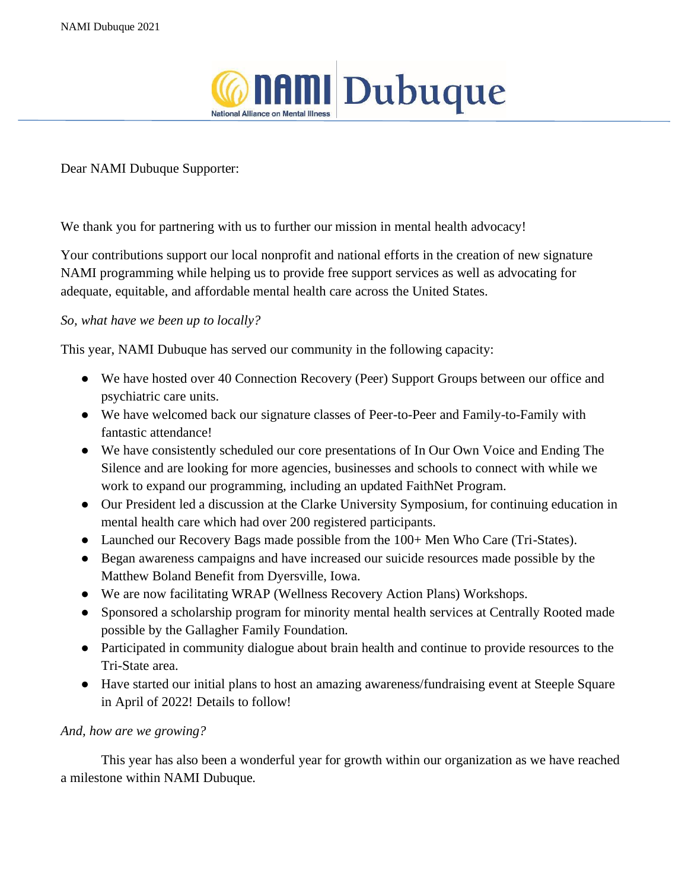NAMI Dubuque

National Alliance on Mental Illness

Dear NAMI Dubuque Supporter:

We thank you for partnering with us to further our mission in mental health advocacy!

Your contributions support our local nonprofit and national efforts in the creation of new signature NAMI programming while helping us to provide free support services as well as advocating for adequate, equitable, and affordable mental health care across the United States.

*So, what have we been up to locally?*

This year, NAMI Dubuque has served our community in the following capacity:

- We have hosted over 40 Connection Recovery (Peer) Support Groups between our office and psychiatric care units.
- We have welcomed back our signature classes of Peer-to-Peer and Family-to-Family with fantastic attendance!
- We have consistently scheduled our core presentations of In Our Own Voice and Ending The Silence and are looking for more agencies, businesses and schools to connect with while we work to expand our programming, including an updated FaithNet Program.
- Our President led a discussion at the Clarke University Symposium, for continuing education in mental health care which had over 200 registered participants.
- Launched our Recovery Bags made possible from the 100+ Men Who Care (Tri-States).
- Began awareness campaigns and have increased our suicide resources made possible by the Matthew Boland Benefit from Dyersville, Iowa.
- We are now facilitating WRAP (Wellness Recovery Action Plans) Workshops.
- Sponsored a scholarship program for minority mental health services at Centrally Rooted made possible by the Gallagher Family Foundation.
- Participated in community dialogue about brain health and continue to provide resources to the Tri-State area.
- Have started our initial plans to host an amazing awareness/fundraising event at Steeple Square in April of 2022! Details to follow!

*And, how are we growing?*

This year has also been a wonderful year for growth within our organization as we have reached a milestone within NAMI Dubuque.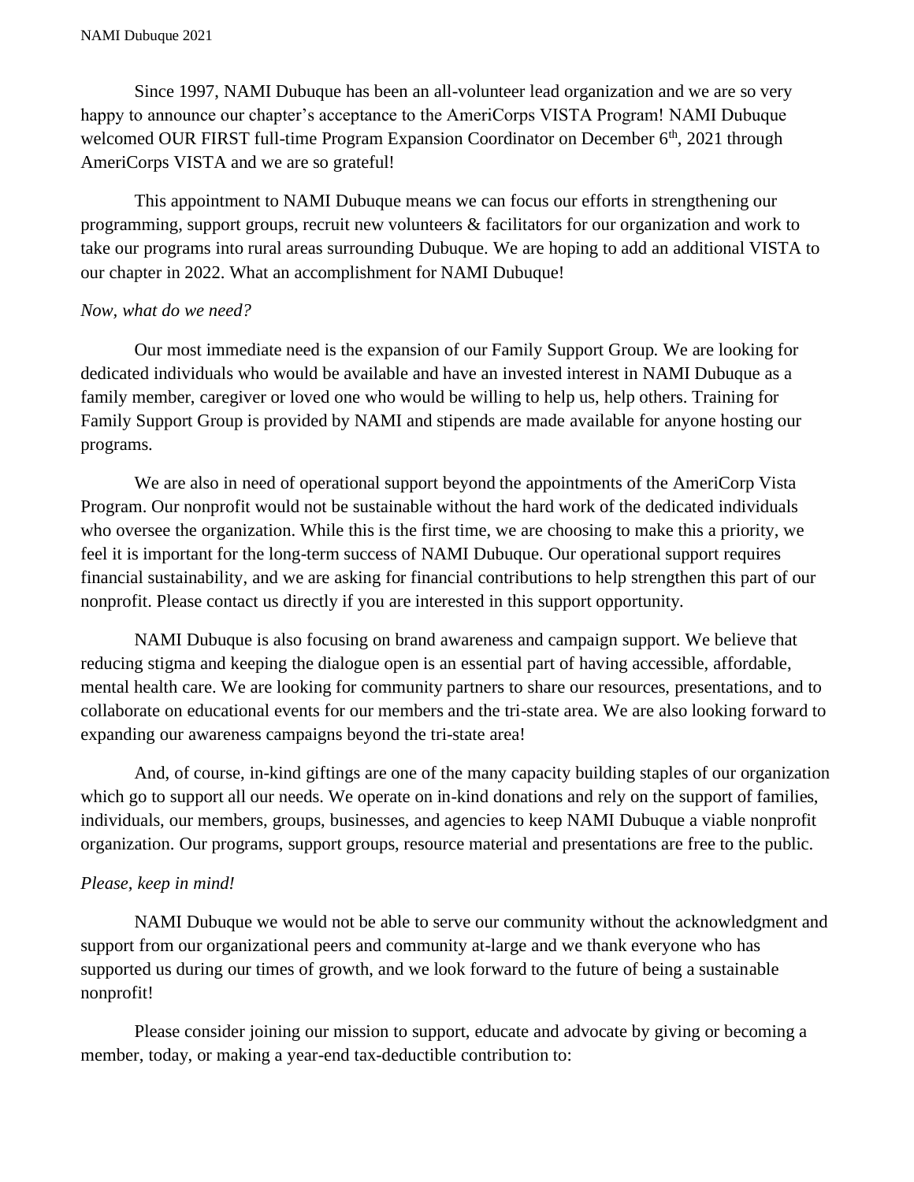Since 1997, NAMI Dubuque has been an all-volunteer lead organization and we are so very happy to announce our chapter's acceptance to the AmeriCorps VISTA Program! NAMI Dubuque welcomed OUR FIRST full-time Program Expansion Coordinator on December 6th, 2021 through AmeriCorps VISTA and we are so grateful!

This appointment to NAMI Dubuque means we can focus our efforts in strengthening our programming, support groups, recruit new volunteers & facilitators for our organization and work to take our programs into rural areas surrounding Dubuque. We are hoping to add an additional VISTA to our chapter in 2022. What an accomplishment for NAMI Dubuque!

*Now, what do we need?*

Our most immediate need is the expansion of our Family Support Group. We are looking for dedicated individuals who would be available and have an invested interest in NAMI Dubuque as a family member, caregiver or loved one who would be willing to help us, help others. Training for Family Support Group is provided by NAMI and stipends are made available for anyone hosting our programs.

We are also in need of operational support beyond the appointments of the AmeriCorp Vista Program. Our nonprofit would not be sustainable without the hard work of the dedicated individuals who oversee the organization. While this is the first time, we are choosing to make this a priority, we feel it is important for the long-term success of NAMI Dubuque. Our operational support requires financial sustainability, and we are asking for financial contributions to help strengthen this part of our nonprofit. Please contact us directly if you are interested in this support opportunity.

NAMI Dubuque is also focusing on brand awareness and campaign support. We believe that reducing stigma and keeping the dialogue open is an essential part of having accessible, affordable, mental health care. We are looking for community partners to share our resources, presentations, and to collaborate on educational events for our members and the tri-state area. We are also looking forward to expanding our awareness campaigns beyond the tri-state area!

And, of course, in-kind giftings are one of the many capacity building staples of our organization which go to support all our needs. We operate on in-kind donations and rely on the support of families, individuals, our members, groups, businesses, and agencies to keep NAMI Dubuque a viable nonprofit organization. Our programs, support groups, resource material and presentations are free to the public.

*Please, keep in mind!*

NAMI Dubuque we would not be able to serve our community without the acknowledgment and support from our organizational peers and community at-large and we thank everyone who has supported us during our times of growth, and we look forward to the future of being a sustainable nonprofit!

Please consider joining our mission to support, educate and advocate by giving or becoming a member, today, or making a year-end tax-deductible contribution to: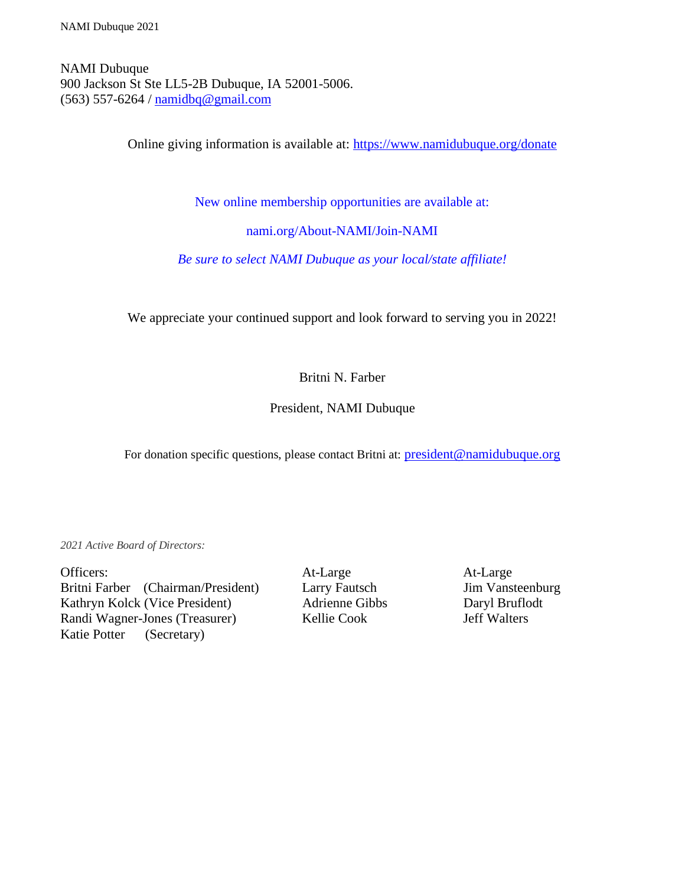NAMI Dubuque
900 Jackson St Ste LL5-2B Dubuque, IA 52001-5006.
(563) 557-6264 / namidbq@gmail.com

Online giving information is available at: https://www.namidubuque.org/donate

New online membership opportunities are available at:

nami.org/About-NAMI/Join-NAMI

*Be sure to select NAMI Dubuque as your local/state affiliate!*

We appreciate your continued support and look forward to serving you in 2022!

Britni N. Farber

President, NAMI Dubuque

For donation specific questions, please contact Britni at: president@namidubuque.org

*2021 Active Board of Directors:*

| | | |
|---|---|---|
| Officers: | At-Large | At-Large |
| Britni Farber (Chairman/President) | Larry Fautsch | Jim Vansteenburg |
| Kathryn Kolck (Vice President) | Adrienne Gibbs | Daryl Bruflodt |
| Randi Wagner-Jones (Treasurer) | Kellie Cook | Jeff Walters |
| Katie Potter (Secretary) | | |